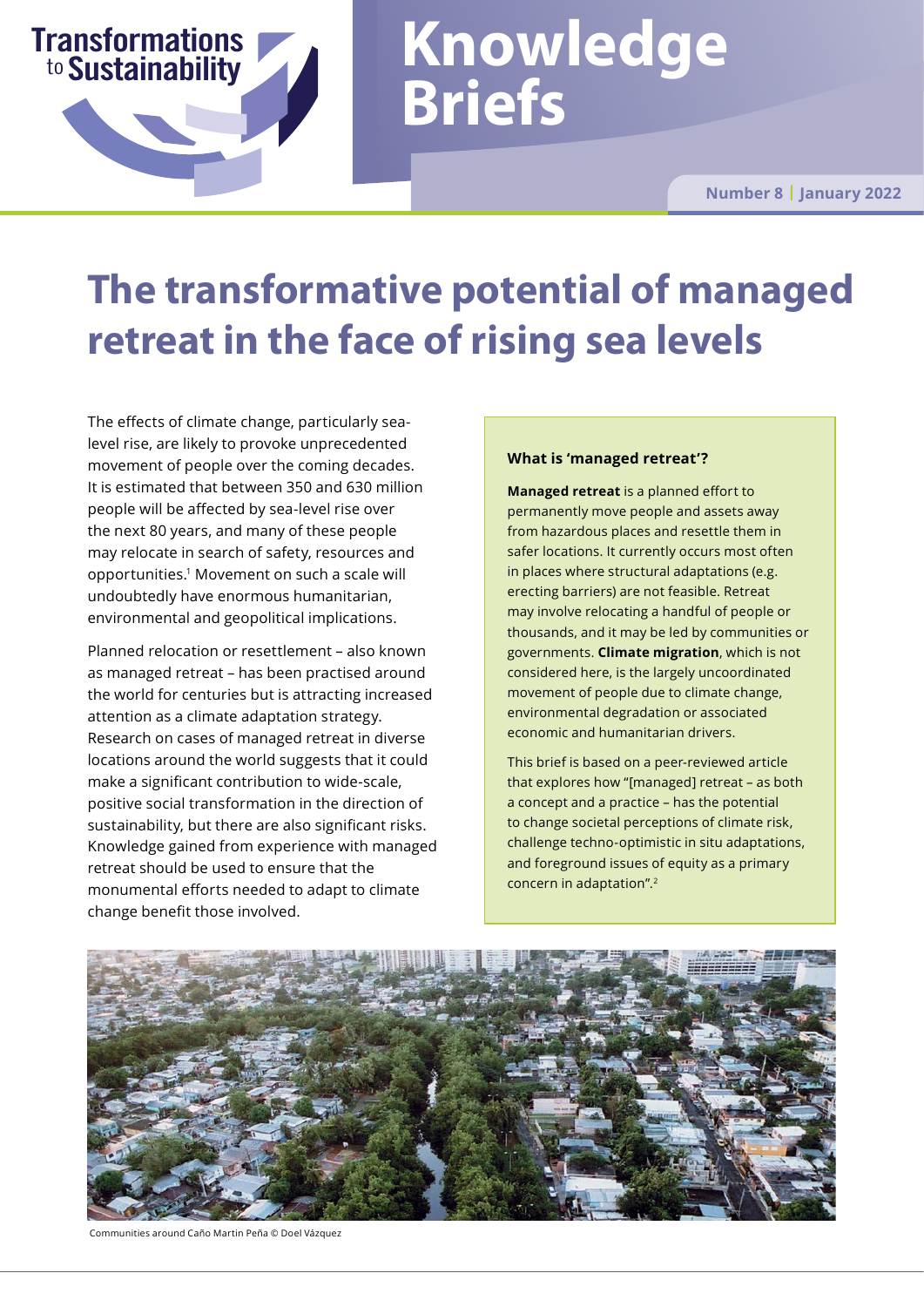Transformations to Sustainability

# Knowledge Briefs

Number 8 | January 2022

# The transformative potential of managed retreat in the face of rising sea levels

The effects of climate change, particularly sea-level rise, are likely to provoke unprecedented movement of people over the coming decades. It is estimated that between 350 and 630 million people will be affected by sea-level rise over the next 80 years, and many of these people may relocate in search of safety, resources and opportunities.[1] Movement on such a scale will undoubtedly have enormous humanitarian, environmental and geopolitical implications.

Planned relocation or resettlement – also known as managed retreat – has been practised around the world for centuries but is attracting increased attention as a climate adaptation strategy. Research on cases of managed retreat in diverse locations around the world suggests that it could make a significant contribution to wide-scale, positive social transformation in the direction of sustainability, but there are also significant risks. Knowledge gained from experience with managed retreat should be used to ensure that the monumental efforts needed to adapt to climate change benefit those involved.

### What is 'managed retreat'?

**Managed retreat** is a planned effort to permanently move people and assets away from hazardous places and resettle them in safer locations. It currently occurs most often in places where structural adaptations (e.g. erecting barriers) are not feasible. Retreat may involve relocating a handful of people or thousands, and it may be led by communities or governments. **Climate migration**, which is not considered here, is the largely uncoordinated movement of people due to climate change, environmental degradation or associated economic and humanitarian drivers.

This brief is based on a peer-reviewed article that explores how "[managed] retreat – as both a concept and a practice – has the potential to change societal perceptions of climate risk, challenge techno-optimistic in situ adaptations, and foreground issues of equity as a primary concern in adaptation".[2]

Communities around Caño Martin Peña © Doel Vázquez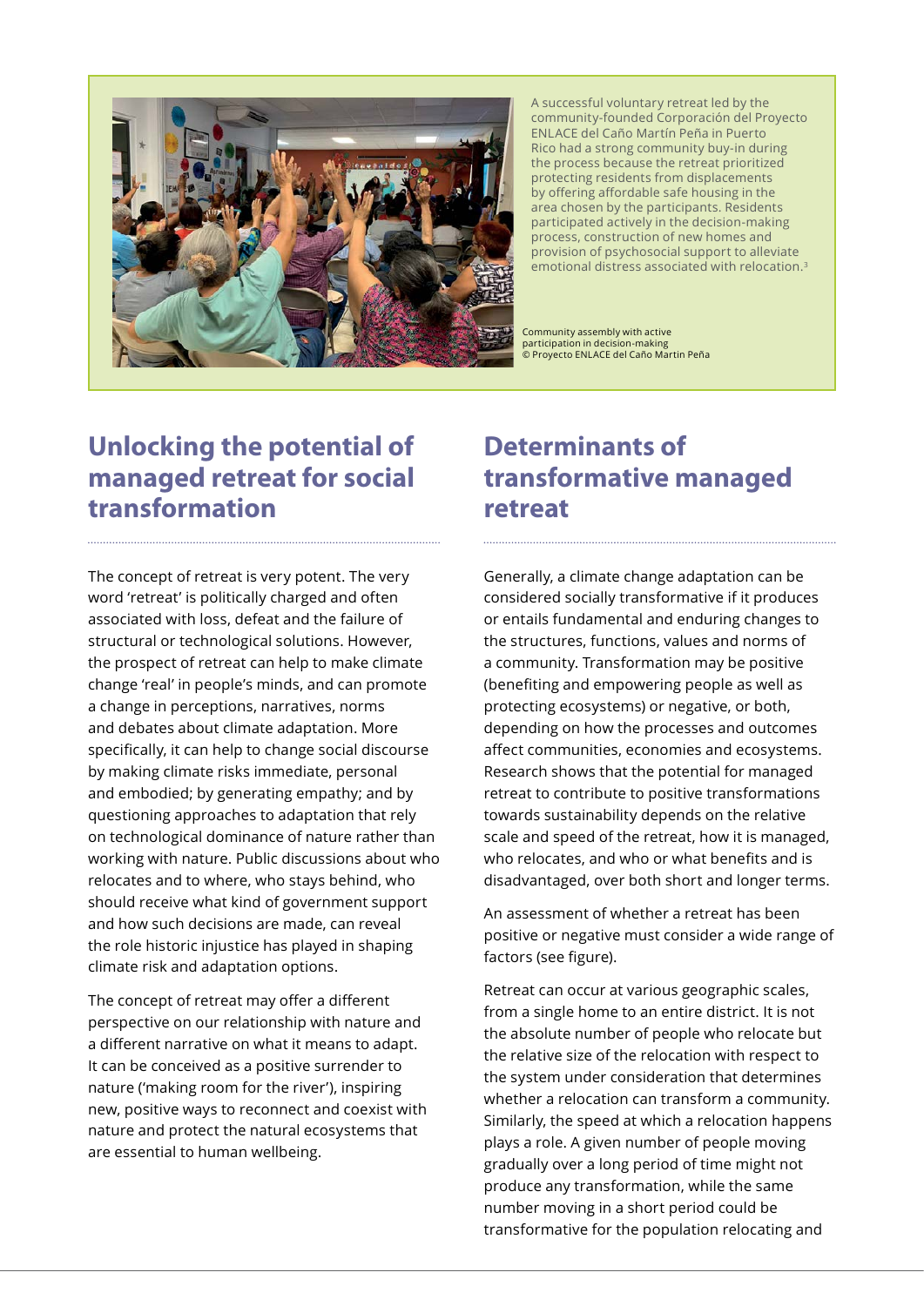A successful voluntary retreat led by the community-founded Corporación del Proyecto ENLACE del Caño Martín Peña in Puerto Rico had a strong community buy-in during the process because the retreat prioritized protecting residents from displacements by offering affordable safe housing in the area chosen by the participants. Residents participated actively in the decision-making process, construction of new homes and provision of psychosocial support to alleviate emotional distress associated with relocation.[3]

Community assembly with active participation in decision-making
© Proyecto ENLACE del Caño Martin Peña

## Unlocking the potential of managed retreat for social transformation

The concept of retreat is very potent. The very word 'retreat' is politically charged and often associated with loss, defeat and the failure of structural or technological solutions. However, the prospect of retreat can help to make climate change 'real' in people's minds, and can promote a change in perceptions, narratives, norms and debates about climate adaptation. More specifically, it can help to change social discourse by making climate risks immediate, personal and embodied; by generating empathy; and by questioning approaches to adaptation that rely on technological dominance of nature rather than working with nature. Public discussions about who relocates and to where, who stays behind, who should receive what kind of government support and how such decisions are made, can reveal the role historic injustice has played in shaping climate risk and adaptation options.

The concept of retreat may offer a different perspective on our relationship with nature and a different narrative on what it means to adapt. It can be conceived as a positive surrender to nature ('making room for the river'), inspiring new, positive ways to reconnect and coexist with nature and protect the natural ecosystems that are essential to human wellbeing.

## Determinants of transformative managed retreat

Generally, a climate change adaptation can be considered socially transformative if it produces or entails fundamental and enduring changes to the structures, functions, values and norms of a community. Transformation may be positive (benefiting and empowering people as well as protecting ecosystems) or negative, or both, depending on how the processes and outcomes affect communities, economies and ecosystems. Research shows that the potential for managed retreat to contribute to positive transformations towards sustainability depends on the relative scale and speed of the retreat, how it is managed, who relocates, and who or what benefits and is disadvantaged, over both short and longer terms.

An assessment of whether a retreat has been positive or negative must consider a wide range of factors (see figure).

Retreat can occur at various geographic scales, from a single home to an entire district. It is not the absolute number of people who relocate but the relative size of the relocation with respect to the system under consideration that determines whether a relocation can transform a community. Similarly, the speed at which a relocation happens plays a role. A given number of people moving gradually over a long period of time might not produce any transformation, while the same number moving in a short period could be transformative for the population relocating and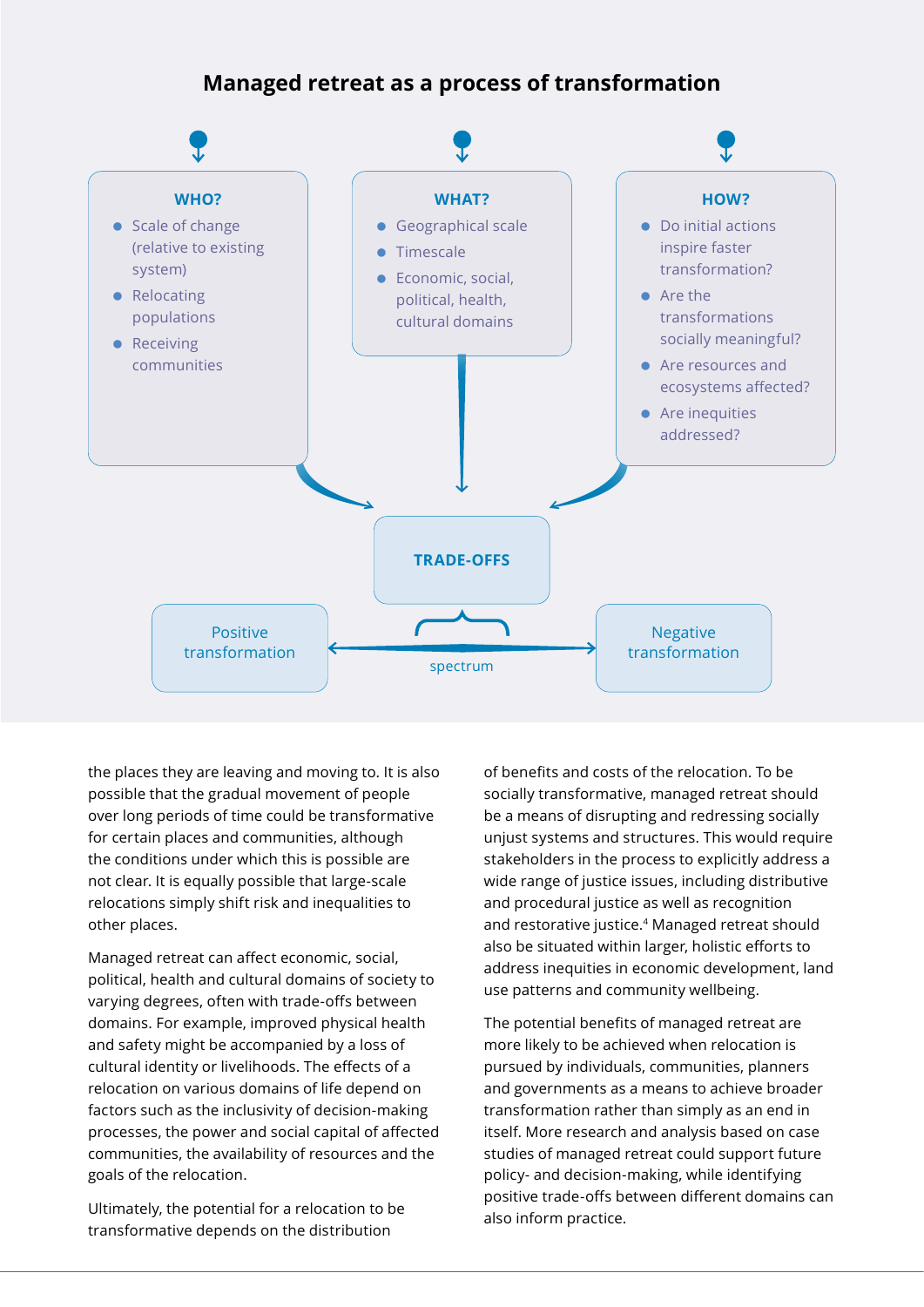## Managed retreat as a process of transformation

**WHO?**

- Scale of change (relative to existing system)
- Relocating populations
- Receiving communities

**WHAT?**

- Geographical scale
- Timescale
- Economic, social, political, health, cultural domains

**HOW?**

- Do initial actions inspire faster transformation?
- Are the transformations socially meaningful?
- Are resources and ecosystems affected?
- Are inequities addressed?

**TRADE-OFFS**

Positive transformation ← spectrum → Negative transformation

the places they are leaving and moving to. It is also possible that the gradual movement of people over long periods of time could be transformative for certain places and communities, although the conditions under which this is possible are not clear. It is equally possible that large-scale relocations simply shift risk and inequalities to other places.

Managed retreat can affect economic, social, political, health and cultural domains of society to varying degrees, often with trade-offs between domains. For example, improved physical health and safety might be accompanied by a loss of cultural identity or livelihoods. The effects of a relocation on various domains of life depend on factors such as the inclusivity of decision-making processes, the power and social capital of affected communities, the availability of resources and the goals of the relocation.

Ultimately, the potential for a relocation to be transformative depends on the distribution of benefits and costs of the relocation. To be socially transformative, managed retreat should be a means of disrupting and redressing socially unjust systems and structures. This would require stakeholders in the process to explicitly address a wide range of justice issues, including distributive and procedural justice as well as recognition and restorative justice.[4] Managed retreat should also be situated within larger, holistic efforts to address inequities in economic development, land use patterns and community wellbeing.

The potential benefits of managed retreat are more likely to be achieved when relocation is pursued by individuals, communities, planners and governments as a means to achieve broader transformation rather than simply as an end in itself. More research and analysis based on case studies of managed retreat could support future policy- and decision-making, while identifying positive trade-offs between different domains can also inform practice.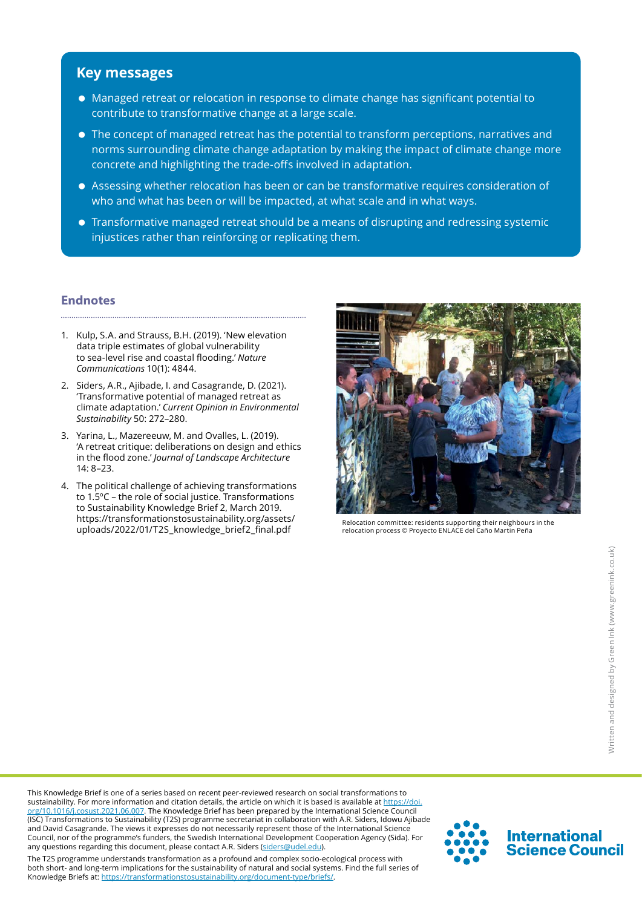## Key messages

- Managed retreat or relocation in response to climate change has significant potential to contribute to transformative change at a large scale.
- The concept of managed retreat has the potential to transform perceptions, narratives and norms surrounding climate change adaptation by making the impact of climate change more concrete and highlighting the trade-offs involved in adaptation.
- Assessing whether relocation has been or can be transformative requires consideration of who and what has been or will be impacted, at what scale and in what ways.
- Transformative managed retreat should be a means of disrupting and redressing systemic injustices rather than reinforcing or replicating them.

## Endnotes

1. Kulp, S.A. and Strauss, B.H. (2019). 'New elevation data triple estimates of global vulnerability to sea-level rise and coastal flooding.' *Nature Communications* 10(1): 4844.
2. Siders, A.R., Ajibade, I. and Casagrande, D. (2021). 'Transformative potential of managed retreat as climate adaptation.' *Current Opinion in Environmental Sustainability* 50: 272–280.
3. Yarina, L., Mazereeuw, M. and Ovalles, L. (2019). 'A retreat critique: deliberations on design and ethics in the flood zone.' *Journal of Landscape Architecture* 14: 8–23.
4. The political challenge of achieving transformations to 1.5°C – the role of social justice. Transformations to Sustainability Knowledge Brief 2, March 2019. https://transformationstosustainability.org/assets/uploads/2022/01/T2S_knowledge_brief2_final.pdf

Relocation committee: residents supporting their neighbours in the relocation process © Proyecto ENLACE del Caño Martin Peña

Written and designed by Green Ink (www.greenink.co.uk)

This Knowledge Brief is one of a series based on recent peer-reviewed research on social transformations to sustainability. For more information and citation details, the article on which it is based is available at https://doi.org/10.1016/j.cosust.2021.06.007. The Knowledge Brief has been prepared by the International Science Council (ISC) Transformations to Sustainability (T2S) programme secretariat in collaboration with A.R. Siders, Idowu Ajibade and David Casagrande. The views it expresses do not necessarily represent those of the International Science Council, nor of the programme's funders, the Swedish International Development Cooperation Agency (Sida). For any questions regarding this document, please contact A.R. Siders (siders@udel.edu).

The T2S programme understands transformation as a profound and complex socio-ecological process with both short- and long-term implications for the sustainability of natural and social systems. Find the full series of Knowledge Briefs at: https://transformationstosustainability.org/document-type/briefs/.

International Science Council